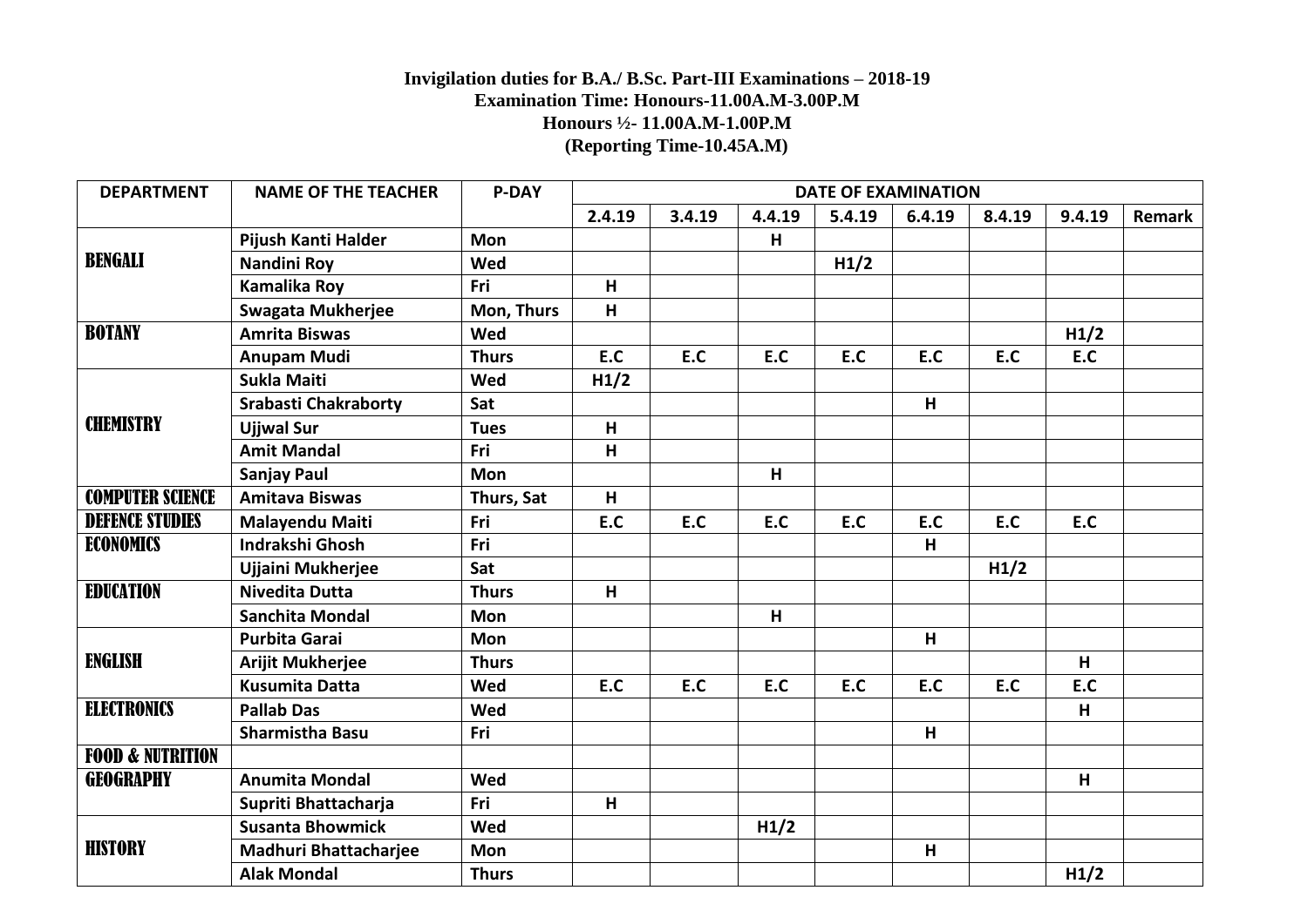**Invigilation duties for B.A./ B.Sc. Part-III Examinations – 2018-19**
**Examination Time: Honours-11.00A.M-3.00P.M**
**Honours ½- 11.00A.M-1.00P.M**
**(Reporting Time-10.45A.M)**

| DEPARTMENT | NAME OF THE TEACHER | P-DAY | DATE OF EXAMINATION | | | | | | | |
|---|---|---|---|---|---|---|---|---|---|---|
| | | | 2.4.19 | 3.4.19 | 4.4.19 | 5.4.19 | 6.4.19 | 8.4.19 | 9.4.19 | Remark |
| BENGALI | Pijush Kanti Halder | Mon | | | H | | | | | |
| | Nandini Roy | Wed | | | | H1/2 | | | | |
| | Kamalika Roy | Fri | H | | | | | | | |
| | Swagata Mukherjee | Mon, Thurs | H | | | | | | | |
| BOTANY | Amrita Biswas | Wed | | | | | | | H1/2 | |
| | Anupam Mudi | Thurs | E.C | E.C | E.C | E.C | E.C | E.C | E.C | |
| CHEMISTRY | Sukla Maiti | Wed | H1/2 | | | | | | | |
| | Srabasti Chakraborty | Sat | | | | | H | | | |
| | Ujjwal Sur | Tues | H | | | | | | | |
| | Amit Mandal | Fri | H | | | | | | | |
| | Sanjay Paul | Mon | | | H | | | | | |
| COMPUTER SCIENCE | Amitava Biswas | Thurs, Sat | H | | | | | | | |
| DEFENCE STUDIES | Malayendu Maiti | Fri | E.C | E.C | E.C | E.C | E.C | E.C | E.C | |
| ECONOMICS | Indrakshi Ghosh | Fri | | | | | H | | | |
| | Ujjaini Mukherjee | Sat | | | | | | H1/2 | | |
| EDUCATION | Nivedita Dutta | Thurs | H | | | | | | | |
| | Sanchita Mondal | Mon | | | H | | | | | |
| ENGLISH | Purbita Garai | Mon | | | | | H | | | |
| | Arijit Mukherjee | Thurs | | | | | | | H | |
| | Kusumita Datta | Wed | E.C | E.C | E.C | E.C | E.C | E.C | E.C | |
| ELECTRONICS | Pallab Das | Wed | | | | | | | H | |
| | Sharmistha Basu | Fri | | | | | H | | | |
| FOOD & NUTRITION | | | | | | | | | | |
| GEOGRAPHY | Anumita Mondal | Wed | | | | | | | H | |
| | Supriti Bhattacharja | Fri | H | | | | | | | |
| HISTORY | Susanta Bhowmick | Wed | | | H1/2 | | | | | |
| | Madhuri Bhattacharjee | Mon | | | | | H | | | |
| | Alak Mondal | Thurs | | | | | | | H1/2 | |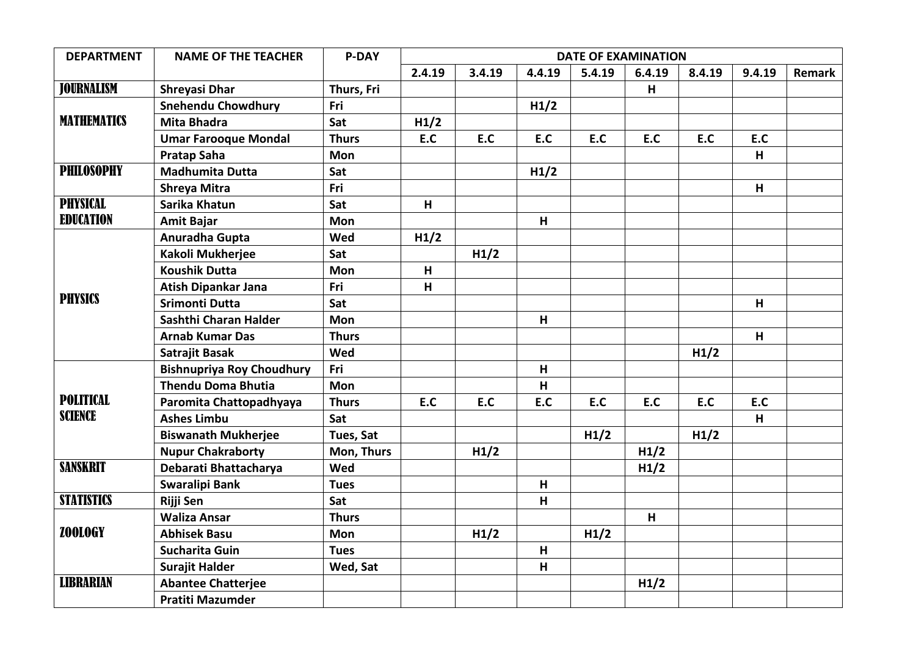| DEPARTMENT | NAME OF THE TEACHER | P-DAY | DATE OF EXAMINATION | | | | | | | |
|---|---|---|---|---|---|---|---|---|---|---|
| | | | 2.4.19 | 3.4.19 | 4.4.19 | 5.4.19 | 6.4.19 | 8.4.19 | 9.4.19 | Remark |
| JOURNALISM | Shreyasi Dhar | Thurs, Fri | | | | | H | | | |
| MATHEMATICS | Snehendu Chowdhury | Fri | | | H1/2 | | | | | |
| | Mita Bhadra | Sat | H1/2 | | | | | | | |
| | Umar Farooque Mondal | Thurs | E.C | E.C | E.C | E.C | E.C | E.C | E.C | |
| | Pratap Saha | Mon | | | | | | | H | |
| PHILOSOPHY | Madhumita Dutta | Sat | | | H1/2 | | | | | |
| | Shreya Mitra | Fri | | | | | | | H | |
| PHYSICAL EDUCATION | Sarika Khatun | Sat | H | | | | | | | |
| | Amit Bajar | Mon | | | H | | | | | |
| PHYSICS | Anuradha Gupta | Wed | H1/2 | | | | | | | |
| | Kakoli Mukherjee | Sat | | H1/2 | | | | | | |
| | Koushik Dutta | Mon | H | | | | | | | |
| | Atish Dipankar Jana | Fri | H | | | | | | | |
| | Srimonti Dutta | Sat | | | | | | | H | |
| | Sashthi Charan Halder | Mon | | | H | | | | | |
| | Arnab Kumar Das | Thurs | | | | | | | H | |
| | Satrajit Basak | Wed | | | | | | H1/2 | | |
| POLITICAL SCIENCE | Bishnupriya Roy Choudhury | Fri | | | H | | | | | |
| | Thendu Doma Bhutia | Mon | | | H | | | | | |
| | Paromita Chattopadhyaya | Thurs | E.C | E.C | E.C | E.C | E.C | E.C | E.C | |
| | Ashes Limbu | Sat | | | | | | | H | |
| | Biswanath Mukherjee | Tues, Sat | | | | H1/2 | | H1/2 | | |
| | Nupur Chakraborty | Mon, Thurs | | H1/2 | | | H1/2 | | | |
| SANSKRIT | Debarati Bhattacharya | Wed | | | | | H1/2 | | | |
| | Swaralipi Bank | Tues | | | H | | | | | |
| STATISTICS | Rijji Sen | Sat | | | H | | | | | |
| ZOOLOGY | Waliza Ansar | Thurs | | | | | H | | | |
| | Abhisek Basu | Mon | | H1/2 | | H1/2 | | | | |
| | Sucharita Guin | Tues | | | H | | | | | |
| | Surajit Halder | Wed, Sat | | | H | | | | | |
| LIBRARIAN | Abantee Chatterjee | | | | | | H1/2 | | | |
| | Pratiti Mazumder | | | | | | | | | |